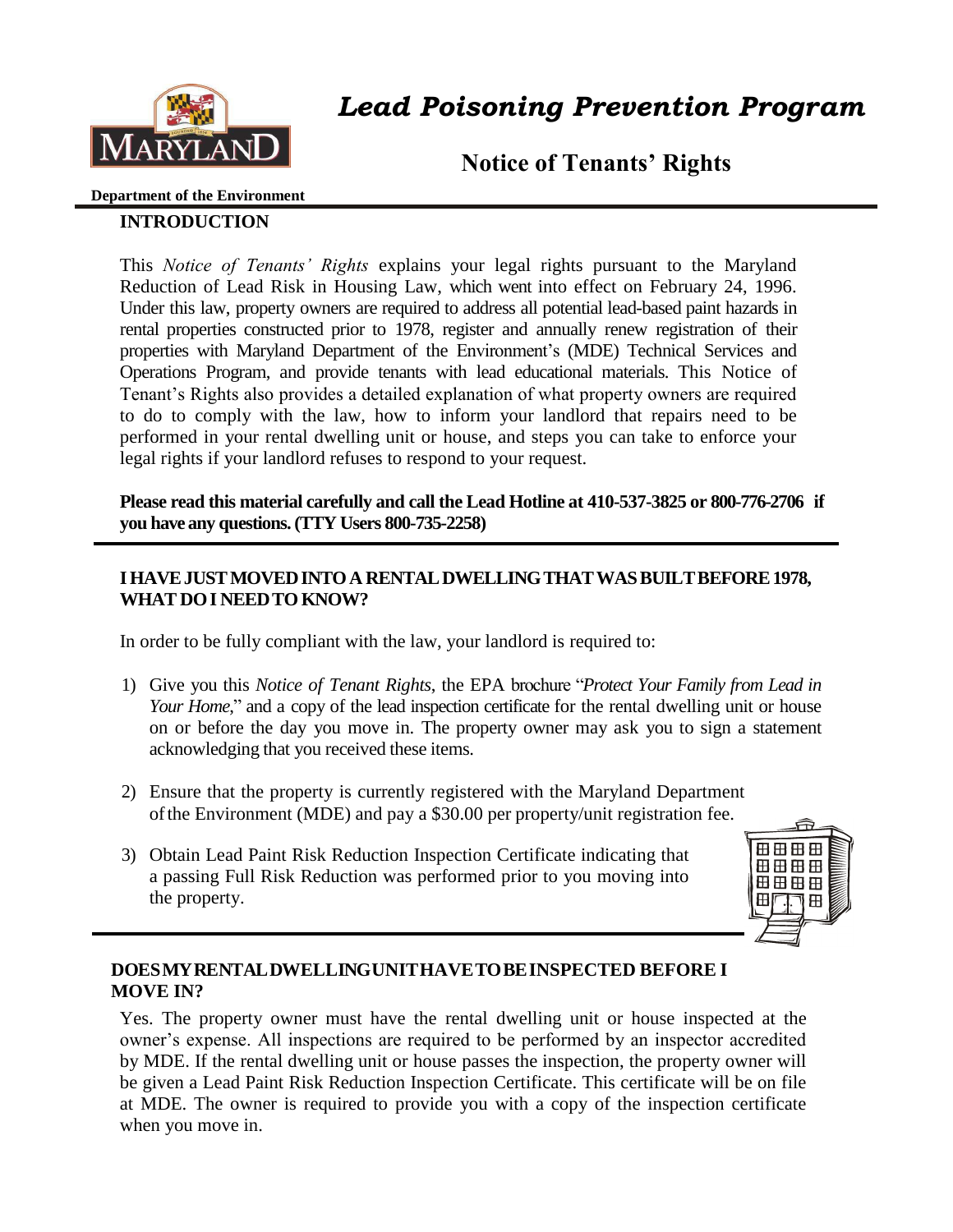# Lead Poisoning Prevention Program

## Notice of Tenants' Rights

**Department of the Environment**

### INTRODUCTION

This *Notice of Tenants' Rights* explains your legal rights pursuant to the Maryland Reduction of Lead Risk in Housing Law, which went into effect on February 24, 1996. Under this law, property owners are required to address all potential lead-based paint hazards in rental properties constructed prior to 1978, register and annually renew registration of their properties with Maryland Department of the Environment's (MDE) Technical Services and Operations Program, and provide tenants with lead educational materials. This Notice of Tenant's Rights also provides a detailed explanation of what property owners are required to do to comply with the law, how to inform your landlord that repairs need to be performed in your rental dwelling unit or house, and steps you can take to enforce your legal rights if your landlord refuses to respond to your request.

**Please read this material carefully and call the Lead Hotline at 410-537-3825 or 800-776-2706 if you have any questions. (TTY Users 800-735-2258)**

### I HAVE JUST MOVED INTO A RENTAL DWELLING THAT WAS BUILT BEFORE 1978, WHAT DO I NEED TO KNOW?

In order to be fully compliant with the law, your landlord is required to:

1) Give you this *Notice of Tenant Rights*, the EPA brochure "*Protect Your Family from Lead in Your Home*," and a copy of the lead inspection certificate for the rental dwelling unit or house on or before the day you move in. The property owner may ask you to sign a statement acknowledging that you received these items.
2) Ensure that the property is currently registered with the Maryland Department of the Environment (MDE) and pay a $30.00 per property/unit registration fee.
3) Obtain Lead Paint Risk Reduction Inspection Certificate indicating that a passing Full Risk Reduction was performed prior to you moving into the property.

### DOES MY RENTAL DWELLING UNIT HAVE TO BE INSPECTED BEFORE I MOVE IN?

Yes. The property owner must have the rental dwelling unit or house inspected at the owner's expense. All inspections are required to be performed by an inspector accredited by MDE. If the rental dwelling unit or house passes the inspection, the property owner will be given a Lead Paint Risk Reduction Inspection Certificate. This certificate will be on file at MDE. The owner is required to provide you with a copy of the inspection certificate when you move in.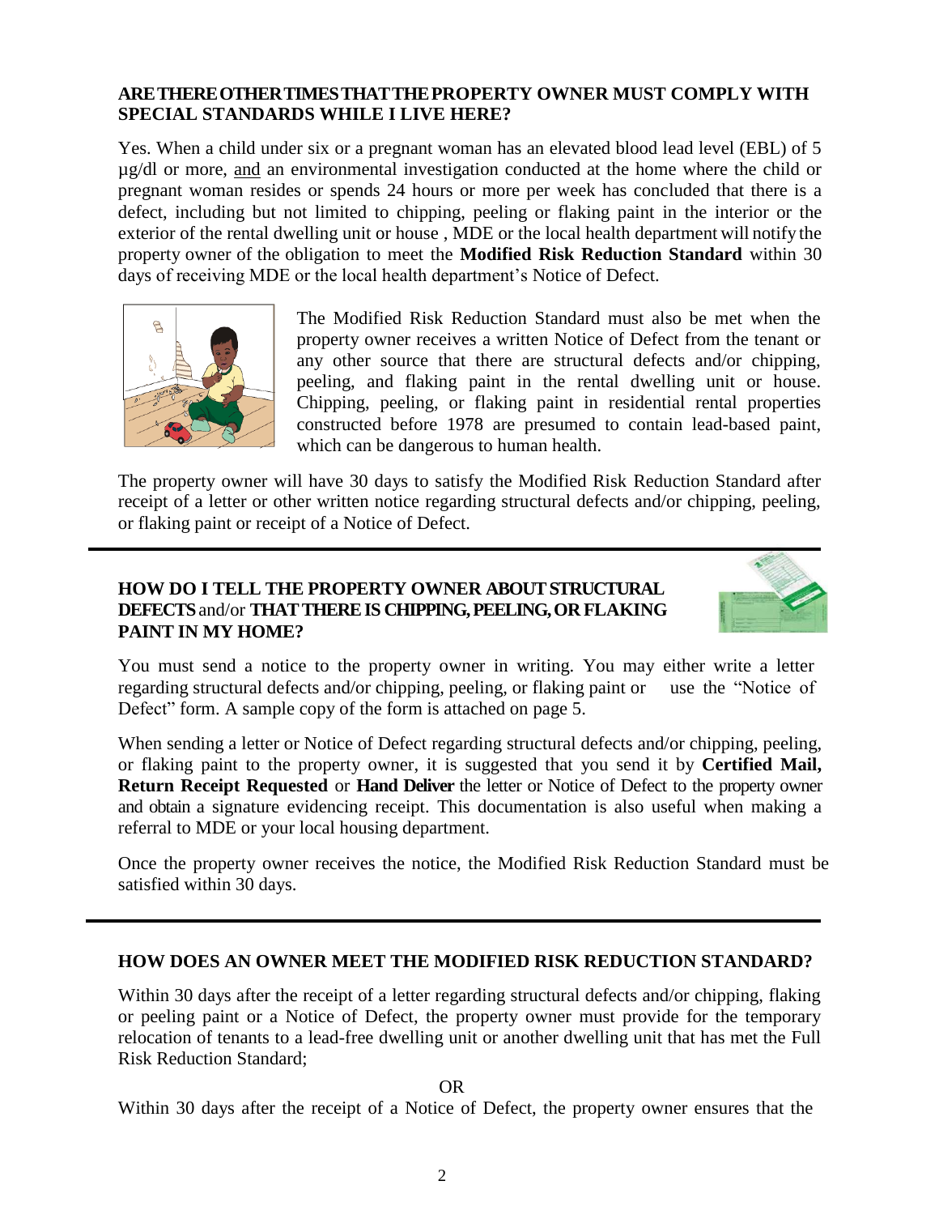**ARE THERE OTHER TIMES THAT THE PROPERTY OWNER MUST COMPLY WITH SPECIAL STANDARDS WHILE I LIVE HERE?**

Yes. When a child under six or a pregnant woman has an elevated blood lead level (EBL) of 5 µg/dl or more, and an environmental investigation conducted at the home where the child or pregnant woman resides or spends 24 hours or more per week has concluded that there is a defect, including but not limited to chipping, peeling or flaking paint in the interior or the exterior of the rental dwelling unit or house , MDE or the local health department will notify the property owner of the obligation to meet the **Modified Risk Reduction Standard** within 30 days of receiving MDE or the local health department's Notice of Defect.

The Modified Risk Reduction Standard must also be met when the property owner receives a written Notice of Defect from the tenant or any other source that there are structural defects and/or chipping, peeling, and flaking paint in the rental dwelling unit or house. Chipping, peeling, or flaking paint in residential rental properties constructed before 1978 are presumed to contain lead-based paint, which can be dangerous to human health.

The property owner will have 30 days to satisfy the Modified Risk Reduction Standard after receipt of a letter or other written notice regarding structural defects and/or chipping, peeling, or flaking paint or receipt of a Notice of Defect.

---

**HOW DO I TELL THE PROPERTY OWNER ABOUT STRUCTURAL DEFECTS** and/or **THAT THERE IS CHIPPING, PEELING, OR FLAKING PAINT IN MY HOME?**

You must send a notice to the property owner in writing. You may either write a letter regarding structural defects and/or chipping, peeling, or flaking paint or use the "Notice of Defect" form. A sample copy of the form is attached on page 5.

When sending a letter or Notice of Defect regarding structural defects and/or chipping, peeling, or flaking paint to the property owner, it is suggested that you send it by **Certified Mail, Return Receipt Requested** or **Hand Deliver** the letter or Notice of Defect to the property owner and obtain a signature evidencing receipt. This documentation is also useful when making a referral to MDE or your local housing department.

Once the property owner receives the notice, the Modified Risk Reduction Standard must be satisfied within 30 days.

---

**HOW DOES AN OWNER MEET THE MODIFIED RISK REDUCTION STANDARD?**

Within 30 days after the receipt of a letter regarding structural defects and/or chipping, flaking or peeling paint or a Notice of Defect, the property owner must provide for the temporary relocation of tenants to a lead-free dwelling unit or another dwelling unit that has met the Full Risk Reduction Standard;

OR

Within 30 days after the receipt of a Notice of Defect, the property owner ensures that the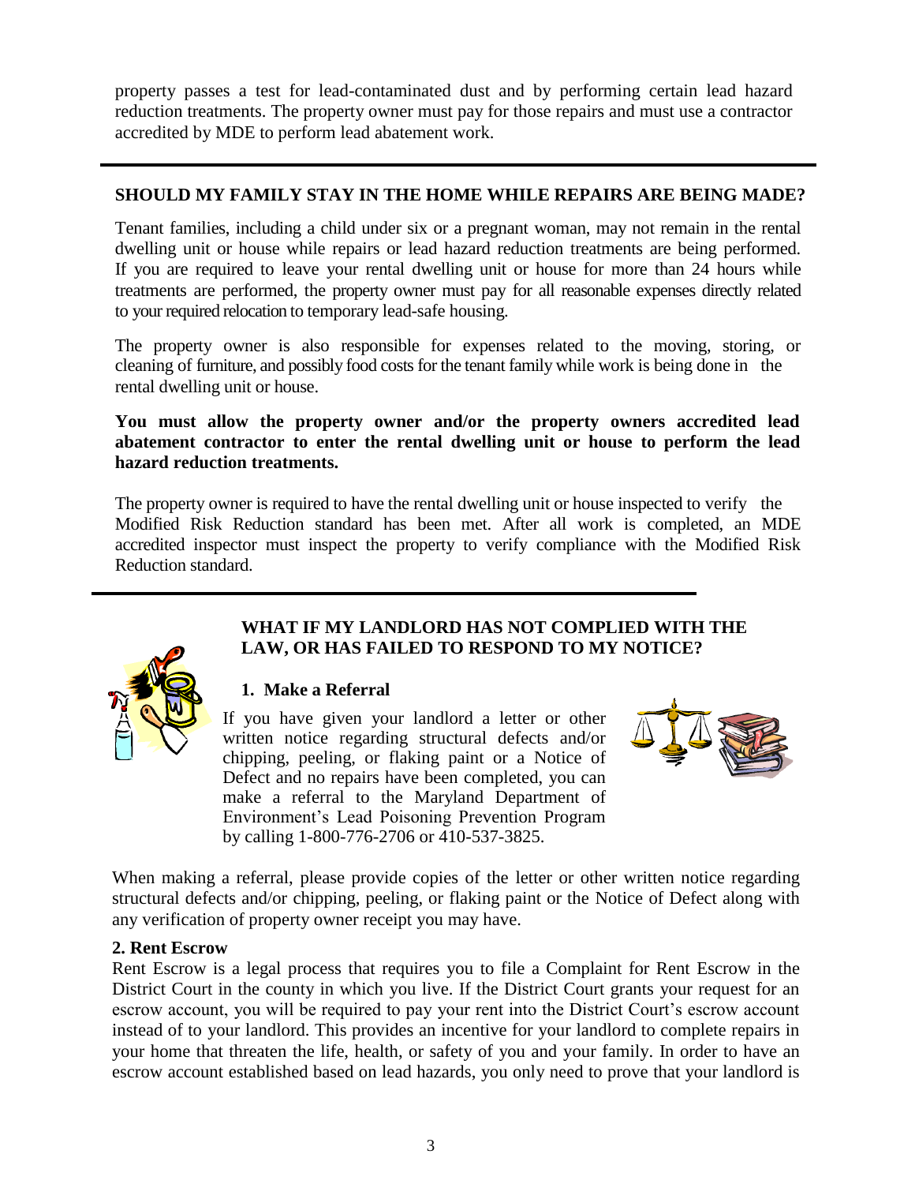property passes a test for lead-contaminated dust and by performing certain lead hazard reduction treatments. The property owner must pay for those repairs and must use a contractor accredited by MDE to perform lead abatement work.

## SHOULD MY FAMILY STAY IN THE HOME WHILE REPAIRS ARE BEING MADE?

Tenant families, including a child under six or a pregnant woman, may not remain in the rental dwelling unit or house while repairs or lead hazard reduction treatments are being performed. If you are required to leave your rental dwelling unit or house for more than 24 hours while treatments are performed, the property owner must pay for all reasonable expenses directly related to your required relocation to temporary lead-safe housing.

The property owner is also responsible for expenses related to the moving, storing, or cleaning of furniture, and possibly food costs for the tenant family while work is being done in the rental dwelling unit or house.

**You must allow the property owner and/or the property owners accredited lead abatement contractor to enter the rental dwelling unit or house to perform the lead hazard reduction treatments.**

The property owner is required to have the rental dwelling unit or house inspected to verify the Modified Risk Reduction standard has been met. After all work is completed, an MDE accredited inspector must inspect the property to verify compliance with the Modified Risk Reduction standard.

## WHAT IF MY LANDLORD HAS NOT COMPLIED WITH THE LAW, OR HAS FAILED TO RESPOND TO MY NOTICE?

### 1. Make a Referral

If you have given your landlord a letter or other written notice regarding structural defects and/or chipping, peeling, or flaking paint or a Notice of Defect and no repairs have been completed, you can make a referral to the Maryland Department of Environment's Lead Poisoning Prevention Program by calling 1-800-776-2706 or 410-537-3825.

When making a referral, please provide copies of the letter or other written notice regarding structural defects and/or chipping, peeling, or flaking paint or the Notice of Defect along with any verification of property owner receipt you may have.

### 2. Rent Escrow

Rent Escrow is a legal process that requires you to file a Complaint for Rent Escrow in the District Court in the county in which you live. If the District Court grants your request for an escrow account, you will be required to pay your rent into the District Court's escrow account instead of to your landlord. This provides an incentive for your landlord to complete repairs in your home that threaten the life, health, or safety of you and your family. In order to have an escrow account established based on lead hazards, you only need to prove that your landlord is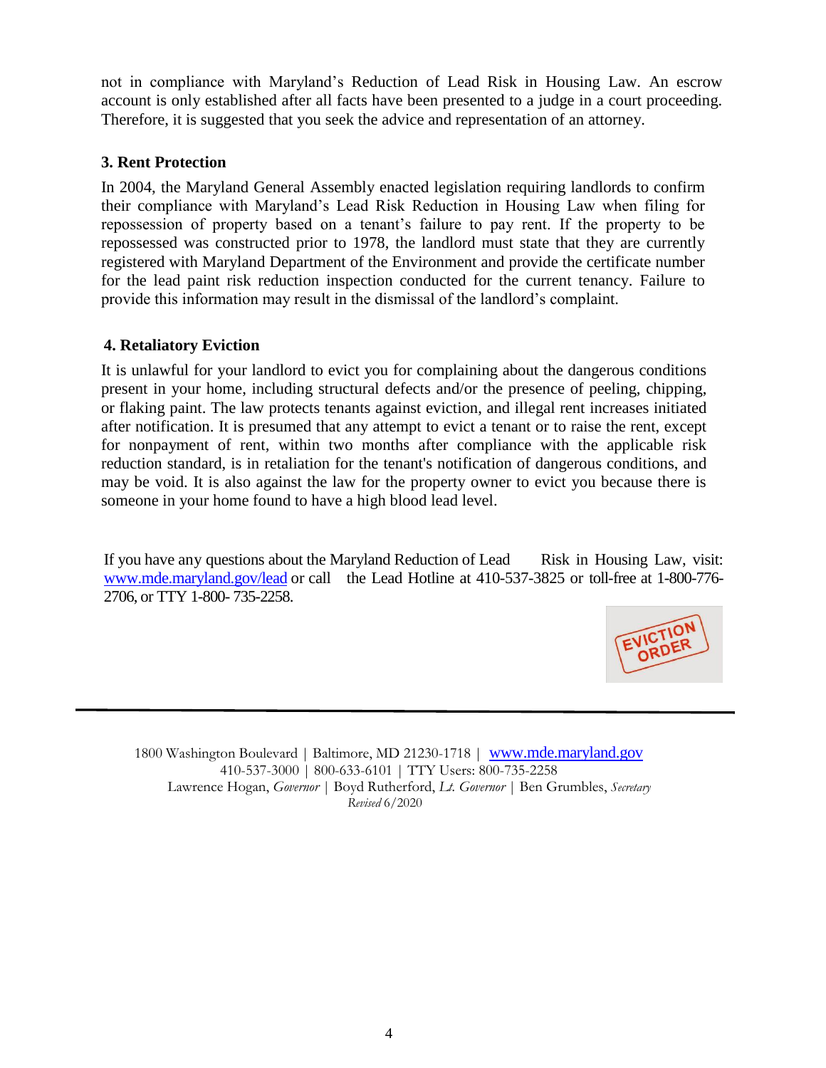not in compliance with Maryland's Reduction of Lead Risk in Housing Law. An escrow account is only established after all facts have been presented to a judge in a court proceeding. Therefore, it is suggested that you seek the advice and representation of an attorney.

### 3. Rent Protection

In 2004, the Maryland General Assembly enacted legislation requiring landlords to confirm their compliance with Maryland's Lead Risk Reduction in Housing Law when filing for repossession of property based on a tenant's failure to pay rent. If the property to be repossessed was constructed prior to 1978, the landlord must state that they are currently registered with Maryland Department of the Environment and provide the certificate number for the lead paint risk reduction inspection conducted for the current tenancy. Failure to provide this information may result in the dismissal of the landlord's complaint.

### 4. Retaliatory Eviction

It is unlawful for your landlord to evict you for complaining about the dangerous conditions present in your home, including structural defects and/or the presence of peeling, chipping, or flaking paint. The law protects tenants against eviction, and illegal rent increases initiated after notification. It is presumed that any attempt to evict a tenant or to raise the rent, except for nonpayment of rent, within two months after compliance with the applicable risk reduction standard, is in retaliation for the tenant's notification of dangerous conditions, and may be void. It is also against the law for the property owner to evict you because there is someone in your home found to have a high blood lead level.

If you have any questions about the Maryland Reduction of Lead Risk in Housing Law, visit: www.mde.maryland.gov/lead or call the Lead Hotline at 410-537-3825 or toll-free at 1-800-776-2706, or TTY 1-800- 735-2258.

EVICTION ORDER

---

1800 Washington Boulevard | Baltimore, MD 21230-1718 | www.mde.maryland.gov
410-537-3000 | 800-633-6101 | TTY Users: 800-735-2258
Lawrence Hogan, *Governor* | Boyd Rutherford, *Lt. Governor* | Ben Grumbles, *Secretary*
*Revised* 6/2020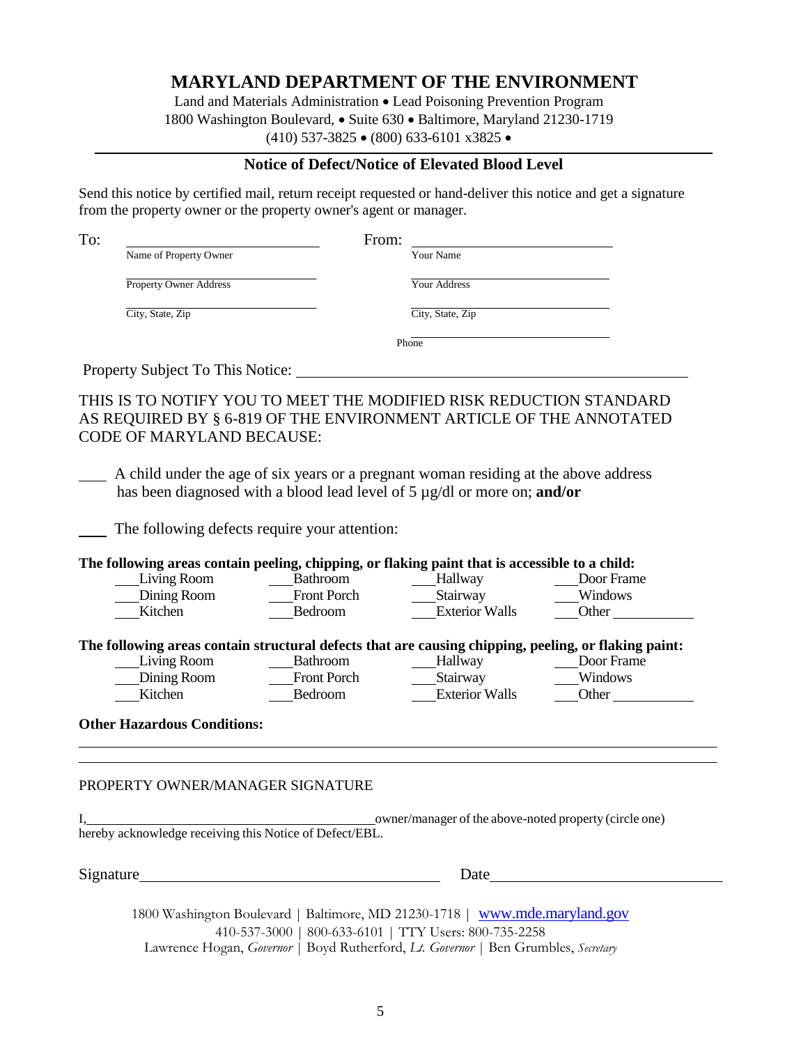# MARYLAND DEPARTMENT OF THE ENVIRONMENT

Land and Materials Administration • Lead Poisoning Prevention Program
1800 Washington Boulevard, • Suite 630 • Baltimore, Maryland 21230-1719
(410) 537-3825 • (800) 633-6101 x3825 •

---

**Notice of Defect/Notice of Elevated Blood Level**

Send this notice by certified mail, return receipt requested or hand-deliver this notice and get a signature from the property owner or the property owner's agent or manager.

| | |
|---|---|
| To: ______________________ | From: ______________________ |
| Name of Property Owner | Your Name |
| ______________________ | ______________________ |
| Property Owner Address | Your Address |
| ______________________ | ______________________ |
| City, State, Zip | City, State, Zip |
| | ______________________ |
| | Phone |

Property Subject To This Notice: ______________________________________________

THIS IS TO NOTIFY YOU TO MEET THE MODIFIED RISK REDUCTION STANDARD AS REQUIRED BY § 6-819 OF THE ENVIRONMENT ARTICLE OF THE ANNOTATED CODE OF MARYLAND BECAUSE:

____ A child under the age of six years or a pregnant woman residing at the above address has been diagnosed with a blood lead level of 5 µg/dl or more on; **and/or**

____ The following defects require your attention:

**The following areas contain peeling, chipping, or flaking paint that is accessible to a child:**

| | | | |
|---|---|---|---|
| ___Living Room | ___Bathroom | ___Hallway | ___Door Frame |
| ___Dining Room | ___Front Porch | ___Stairway | ___Windows |
| ___Kitchen | ___Bedroom | ___Exterior Walls | ___Other __________ |

**The following areas contain structural defects that are causing chipping, peeling, or flaking paint:**

| | | | |
|---|---|---|---|
| ___Living Room | ___Bathroom | ___Hallway | ___Door Frame |
| ___Dining Room | ___Front Porch | ___Stairway | ___Windows |
| ___Kitchen | ___Bedroom | ___Exterior Walls | ___Other __________ |

**Other Hazardous Conditions:**

______________________________________________________________________________

______________________________________________________________________________

PROPERTY OWNER/MANAGER SIGNATURE

I, ________________________________ owner/manager of the above-noted property (circle one) hereby acknowledge receiving this Notice of Defect/EBL.

Signature ________________________________ Date ________________________

1800 Washington Boulevard | Baltimore, MD 21230-1718 | www.mde.maryland.gov
410-537-3000 | 800-633-6101 | TTY Users: 800-735-2258
Lawrence Hogan, *Governor* | Boyd Rutherford, *Lt. Governor* | Ben Grumbles, *Secretary*